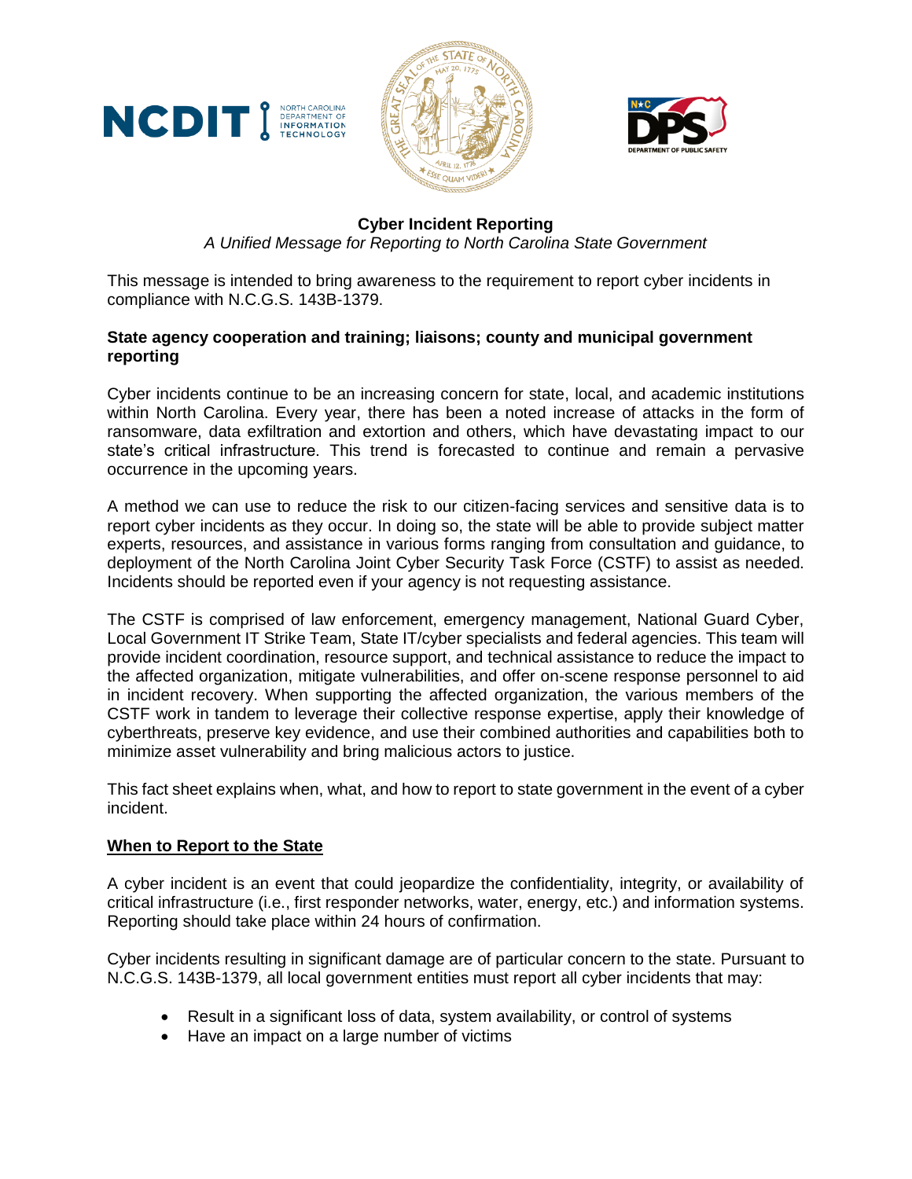**Cyber Incident Reporting**

*A Unified Message for Reporting to North Carolina State Government*

This message is intended to bring awareness to the requirement to report cyber incidents in compliance with N.C.G.S. 143B-1379.

**State agency cooperation and training; liaisons; county and municipal government reporting**

Cyber incidents continue to be an increasing concern for state, local, and academic institutions within North Carolina. Every year, there has been a noted increase of attacks in the form of ransomware, data exfiltration and extortion and others, which have devastating impact to our state's critical infrastructure. This trend is forecasted to continue and remain a pervasive occurrence in the upcoming years.

A method we can use to reduce the risk to our citizen-facing services and sensitive data is to report cyber incidents as they occur. In doing so, the state will be able to provide subject matter experts, resources, and assistance in various forms ranging from consultation and guidance, to deployment of the North Carolina Joint Cyber Security Task Force (CSTF) to assist as needed. Incidents should be reported even if your agency is not requesting assistance.

The CSTF is comprised of law enforcement, emergency management, National Guard Cyber, Local Government IT Strike Team, State IT/cyber specialists and federal agencies. This team will provide incident coordination, resource support, and technical assistance to reduce the impact to the affected organization, mitigate vulnerabilities, and offer on-scene response personnel to aid in incident recovery. When supporting the affected organization, the various members of the CSTF work in tandem to leverage their collective response expertise, apply their knowledge of cyberthreats, preserve key evidence, and use their combined authorities and capabilities both to minimize asset vulnerability and bring malicious actors to justice.

This fact sheet explains when, what, and how to report to state government in the event of a cyber incident.

## When to Report to the State

A cyber incident is an event that could jeopardize the confidentiality, integrity, or availability of critical infrastructure (i.e., first responder networks, water, energy, etc.) and information systems. Reporting should take place within 24 hours of confirmation.

Cyber incidents resulting in significant damage are of particular concern to the state. Pursuant to N.C.G.S. 143B-1379, all local government entities must report all cyber incidents that may:

- Result in a significant loss of data, system availability, or control of systems
- Have an impact on a large number of victims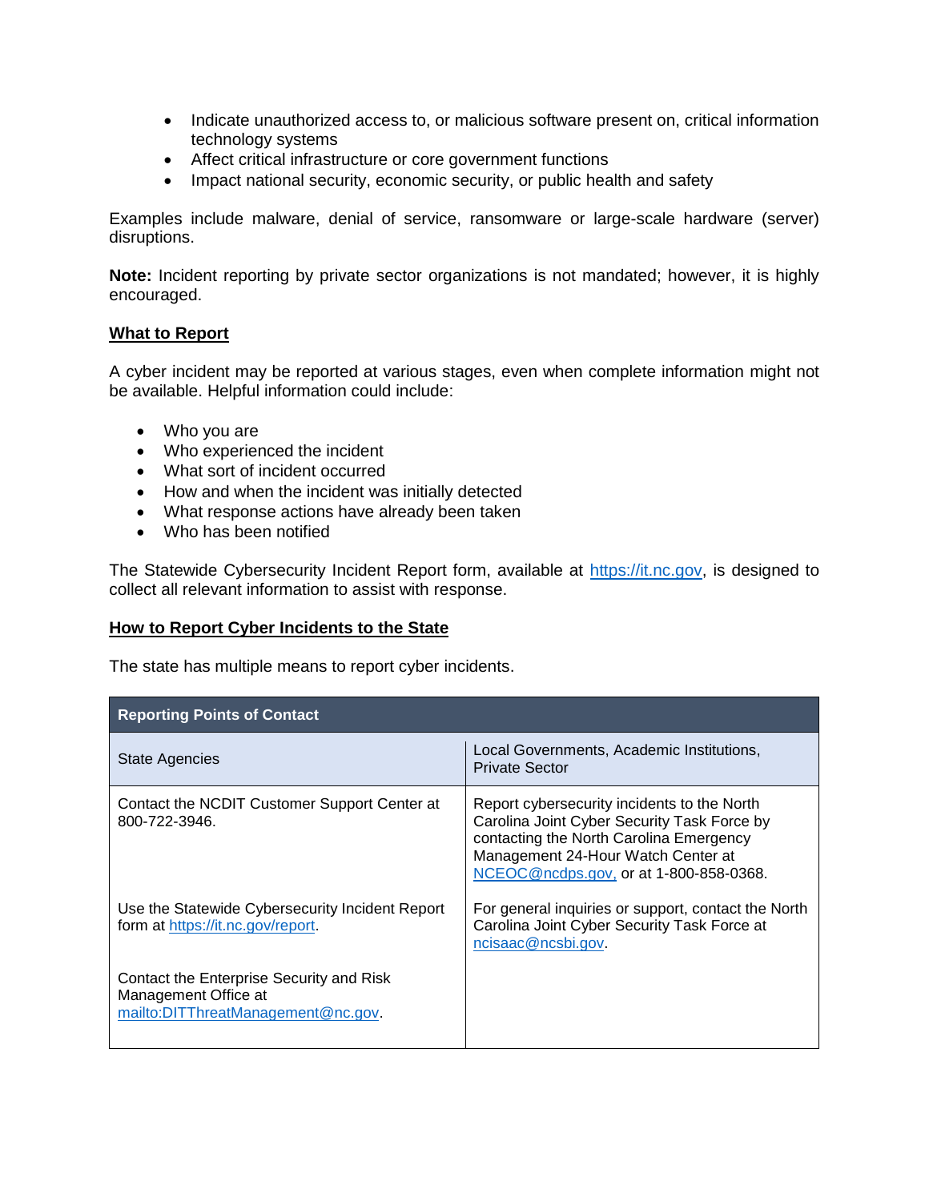- Indicate unauthorized access to, or malicious software present on, critical information technology systems
- Affect critical infrastructure or core government functions
- Impact national security, economic security, or public health and safety

Examples include malware, denial of service, ransomware or large-scale hardware (server) disruptions.

**Note:** Incident reporting by private sector organizations is not mandated; however, it is highly encouraged.

## What to Report

A cyber incident may be reported at various stages, even when complete information might not be available. Helpful information could include:

- Who you are
- Who experienced the incident
- What sort of incident occurred
- How and when the incident was initially detected
- What response actions have already been taken
- Who has been notified

The Statewide Cybersecurity Incident Report form, available at https://it.nc.gov, is designed to collect all relevant information to assist with response.

## How to Report Cyber Incidents to the State

The state has multiple means to report cyber incidents.

| Reporting Points of Contact | |
|---|---|
| State Agencies | Local Governments, Academic Institutions, Private Sector |
| Contact the NCDIT Customer Support Center at 800-722-3946. | Report cybersecurity incidents to the North Carolina Joint Cyber Security Task Force by contacting the North Carolina Emergency Management 24-Hour Watch Center at NCEOC@ncdps.gov, or at 1-800-858-0368. |
| Use the Statewide Cybersecurity Incident Report form at https://it.nc.gov/report. | For general inquiries or support, contact the North Carolina Joint Cyber Security Task Force at ncisaac@ncsbi.gov. |
| Contact the Enterprise Security and Risk Management Office at mailto:DITThreatManagement@nc.gov. | |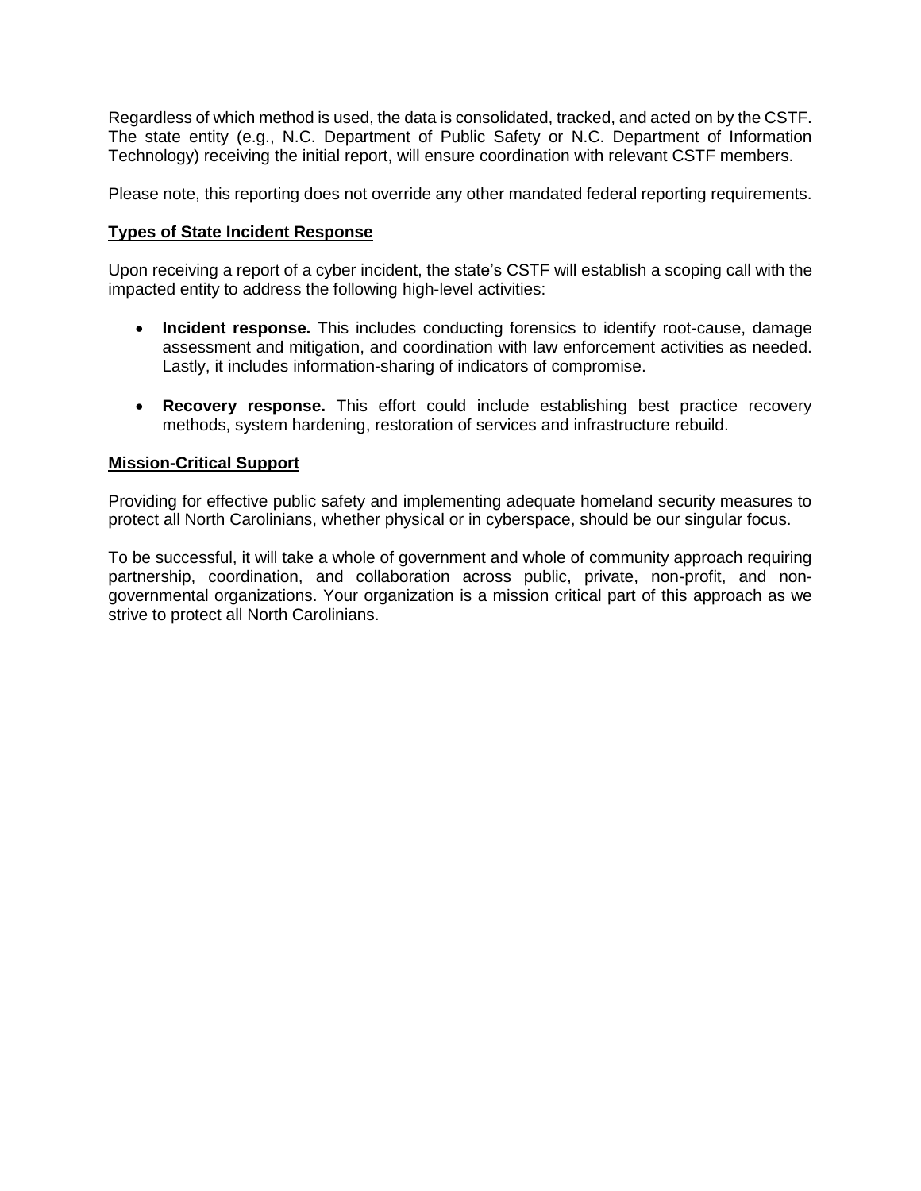Regardless of which method is used, the data is consolidated, tracked, and acted on by the CSTF. The state entity (e.g., N.C. Department of Public Safety or N.C. Department of Information Technology) receiving the initial report, will ensure coordination with relevant CSTF members.

Please note, this reporting does not override any other mandated federal reporting requirements.

## Types of State Incident Response

Upon receiving a report of a cyber incident, the state's CSTF will establish a scoping call with the impacted entity to address the following high-level activities:

- **Incident response.** This includes conducting forensics to identify root-cause, damage assessment and mitigation, and coordination with law enforcement activities as needed. Lastly, it includes information-sharing of indicators of compromise.

- **Recovery response.** This effort could include establishing best practice recovery methods, system hardening, restoration of services and infrastructure rebuild.

## Mission-Critical Support

Providing for effective public safety and implementing adequate homeland security measures to protect all North Carolinians, whether physical or in cyberspace, should be our singular focus.

To be successful, it will take a whole of government and whole of community approach requiring partnership, coordination, and collaboration across public, private, non-profit, and non-governmental organizations. Your organization is a mission critical part of this approach as we strive to protect all North Carolinians.